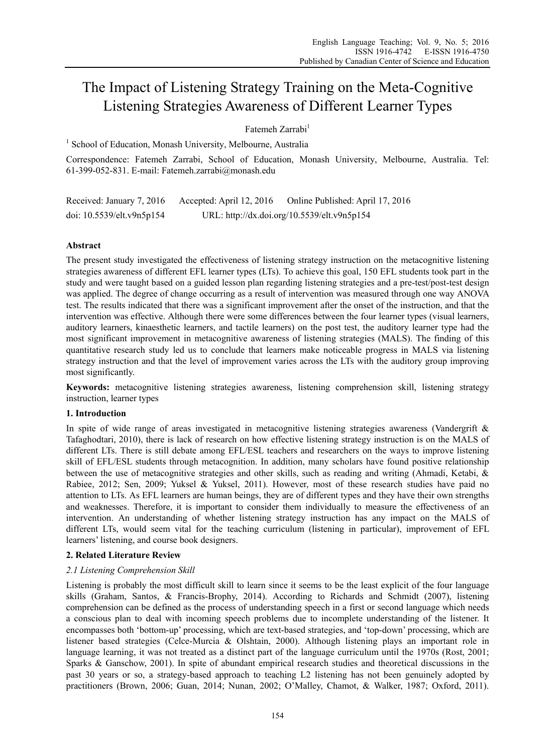# The Impact of Listening Strategy Training on the Meta-Cognitive Listening Strategies Awareness of Different Learner Types

Fatemeh Zarrabi[1]

[1] School of Education, Monash University, Melbourne, Australia

Correspondence: Fatemeh Zarrabi, School of Education, Monash University, Melbourne, Australia. Tel: 61-399-052-831. E-mail: Fatemeh.zarrabi@monash.edu

Received: January 7, 2016 Accepted: April 12, 2016 Online Published: April 17, 2016

doi: 10.5539/elt.v9n5p154 URL: http://dx.doi.org/10.5539/elt.v9n5p154

## Abstract

The present study investigated the effectiveness of listening strategy instruction on the metacognitive listening strategies awareness of different EFL learner types (LTs). To achieve this goal, 150 EFL students took part in the study and were taught based on a guided lesson plan regarding listening strategies and a pre-test/post-test design was applied. The degree of change occurring as a result of intervention was measured through one way ANOVA test. The results indicated that there was a significant improvement after the onset of the instruction, and that the intervention was effective. Although there were some differences between the four learner types (visual learners, auditory learners, kinaesthetic learners, and tactile learners) on the post test, the auditory learner type had the most significant improvement in metacognitive awareness of listening strategies (MALS). The finding of this quantitative research study led us to conclude that learners make noticeable progress in MALS via listening strategy instruction and that the level of improvement varies across the LTs with the auditory group improving most significantly.

**Keywords:** metacognitive listening strategies awareness, listening comprehension skill, listening strategy instruction, learner types

## 1. Introduction

In spite of wide range of areas investigated in metacognitive listening strategies awareness (Vandergrift & Tafaghodtari, 2010), there is lack of research on how effective listening strategy instruction is on the MALS of different LTs. There is still debate among EFL/ESL teachers and researchers on the ways to improve listening skill of EFL/ESL students through metacognition. In addition, many scholars have found positive relationship between the use of metacognitive strategies and other skills, such as reading and writing (Ahmadi, Ketabi, & Rabiee, 2012; Sen, 2009; Yuksel & Yuksel, 2011). However, most of these research studies have paid no attention to LTs. As EFL learners are human beings, they are of different types and they have their own strengths and weaknesses. Therefore, it is important to consider them individually to measure the effectiveness of an intervention. An understanding of whether listening strategy instruction has any impact on the MALS of different LTs, would seem vital for the teaching curriculum (listening in particular), improvement of EFL learners' listening, and course book designers.

## 2. Related Literature Review

### *2.1 Listening Comprehension Skill*

Listening is probably the most difficult skill to learn since it seems to be the least explicit of the four language skills (Graham, Santos, & Francis-Brophy, 2014). According to Richards and Schmidt (2007), listening comprehension can be defined as the process of understanding speech in a first or second language which needs a conscious plan to deal with incoming speech problems due to incomplete understanding of the listener. It encompasses both 'bottom-up' processing, which are text-based strategies, and 'top-down' processing, which are listener based strategies (Celce-Murcia & Olshtain, 2000). Although listening plays an important role in language learning, it was not treated as a distinct part of the language curriculum until the 1970s (Rost, 2001; Sparks & Ganschow, 2001). In spite of abundant empirical research studies and theoretical discussions in the past 30 years or so, a strategy-based approach to teaching L2 listening has not been genuinely adopted by practitioners (Brown, 2006; Guan, 2014; Nunan, 2002; O'Malley, Chamot, & Walker, 1987; Oxford, 2011).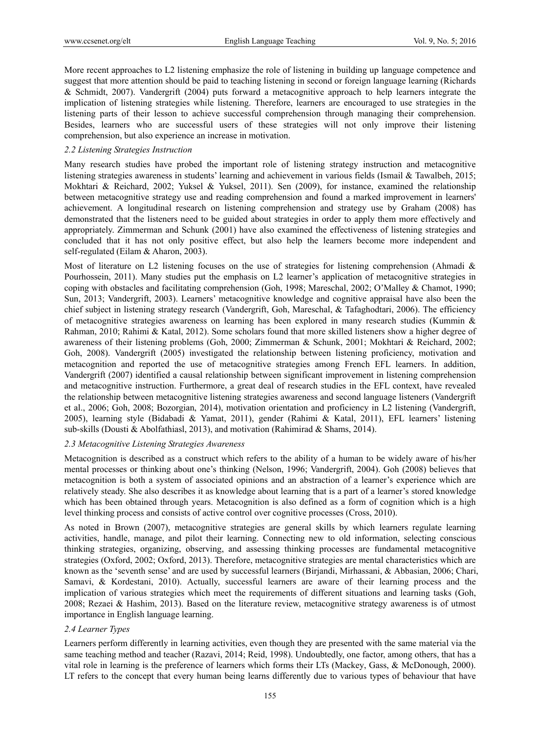More recent approaches to L2 listening emphasize the role of listening in building up language competence and suggest that more attention should be paid to teaching listening in second or foreign language learning (Richards & Schmidt, 2007). Vandergrift (2004) puts forward a metacognitive approach to help learners integrate the implication of listening strategies while listening. Therefore, learners are encouraged to use strategies in the listening parts of their lesson to achieve successful comprehension through managing their comprehension. Besides, learners who are successful users of these strategies will not only improve their listening comprehension, but also experience an increase in motivation.

### *2.2 Listening Strategies Instruction*

Many research studies have probed the important role of listening strategy instruction and metacognitive listening strategies awareness in students' learning and achievement in various fields (Ismail & Tawalbeh, 2015; Mokhtari & Reichard, 2002; Yuksel & Yuksel, 2011). Sen (2009), for instance, examined the relationship between metacognitive strategy use and reading comprehension and found a marked improvement in learners' achievement. A longitudinal research on listening comprehension and strategy use by Graham (2008) has demonstrated that the listeners need to be guided about strategies in order to apply them more effectively and appropriately. Zimmerman and Schunk (2001) have also examined the effectiveness of listening strategies and concluded that it has not only positive effect, but also help the learners become more independent and self-regulated (Eilam & Aharon, 2003).

Most of literature on L2 listening focuses on the use of strategies for listening comprehension (Ahmadi & Pourhossein, 2011). Many studies put the emphasis on L2 learner's application of metacognitive strategies in coping with obstacles and facilitating comprehension (Goh, 1998; Mareschal, 2002; O'Malley & Chamot, 1990; Sun, 2013; Vandergrift, 2003). Learners' metacognitive knowledge and cognitive appraisal have also been the chief subject in listening strategy research (Vandergrift, Goh, Mareschal, & Tafaghodtari, 2006). The efficiency of metacognitive strategies awareness on learning has been explored in many research studies (Kummin & Rahman, 2010; Rahimi & Katal, 2012). Some scholars found that more skilled listeners show a higher degree of awareness of their listening problems (Goh, 2000; Zimmerman & Schunk, 2001; Mokhtari & Reichard, 2002; Goh, 2008). Vandergrift (2005) investigated the relationship between listening proficiency, motivation and metacognition and reported the use of metacognitive strategies among French EFL learners. In addition, Vandergrift (2007) identified a causal relationship between significant improvement in listening comprehension and metacognitive instruction. Furthermore, a great deal of research studies in the EFL context, have revealed the relationship between metacognitive listening strategies awareness and second language listeners (Vandergrift et al., 2006; Goh, 2008; Bozorgian, 2014), motivation orientation and proficiency in L2 listening (Vandergrift, 2005), learning style (Bidabadi & Yamat, 2011), gender (Rahimi & Katal, 2011), EFL learners' listening sub-skills (Dousti & Abolfathiasl, 2013), and motivation (Rahimirad & Shams, 2014).

### *2.3 Metacognitive Listening Strategies Awareness*

Metacognition is described as a construct which refers to the ability of a human to be widely aware of his/her mental processes or thinking about one's thinking (Nelson, 1996; Vandergrift, 2004). Goh (2008) believes that metacognition is both a system of associated opinions and an abstraction of a learner's experience which are relatively steady. She also describes it as knowledge about learning that is a part of a learner's stored knowledge which has been obtained through years. Metacognition is also defined as a form of cognition which is a high level thinking process and consists of active control over cognitive processes (Cross, 2010).

As noted in Brown (2007), metacognitive strategies are general skills by which learners regulate learning activities, handle, manage, and pilot their learning. Connecting new to old information, selecting conscious thinking strategies, organizing, observing, and assessing thinking processes are fundamental metacognitive strategies (Oxford, 2002; Oxford, 2013). Therefore, metacognitive strategies are mental characteristics which are known as the 'seventh sense' and are used by successful learners (Birjandi, Mirhassani, & Abbasian, 2006; Chari, Samavi, & Kordestani, 2010). Actually, successful learners are aware of their learning process and the implication of various strategies which meet the requirements of different situations and learning tasks (Goh, 2008; Rezaei & Hashim, 2013). Based on the literature review, metacognitive strategy awareness is of utmost importance in English language learning.

### *2.4 Learner Types*

Learners perform differently in learning activities, even though they are presented with the same material via the same teaching method and teacher (Razavi, 2014; Reid, 1998). Undoubtedly, one factor, among others, that has a vital role in learning is the preference of learners which forms their LTs (Mackey, Gass, & McDonough, 2000). LT refers to the concept that every human being learns differently due to various types of behaviour that have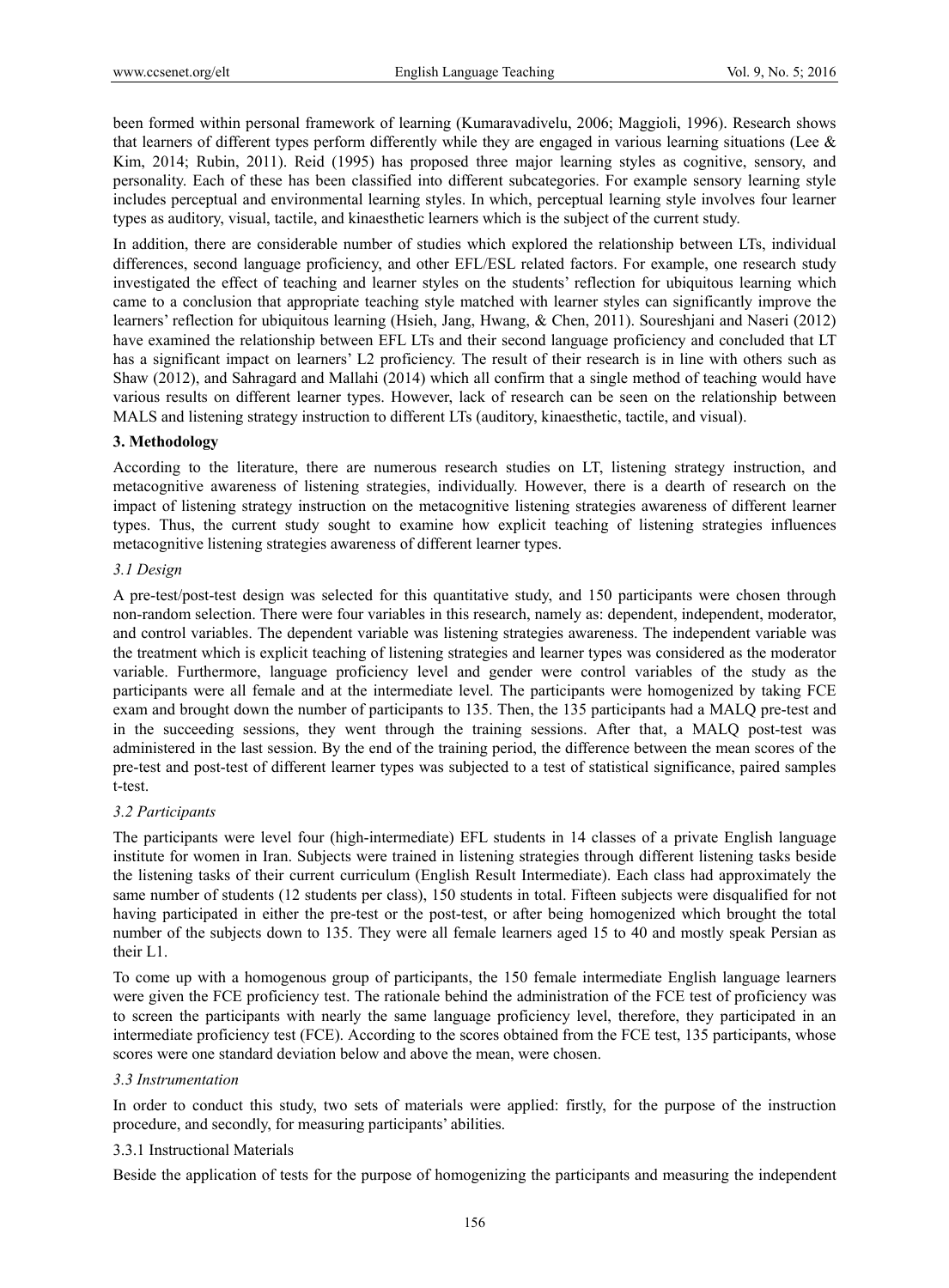been formed within personal framework of learning (Kumaravadivelu, 2006; Maggioli, 1996). Research shows that learners of different types perform differently while they are engaged in various learning situations (Lee & Kim, 2014; Rubin, 2011). Reid (1995) has proposed three major learning styles as cognitive, sensory, and personality. Each of these has been classified into different subcategories. For example sensory learning style includes perceptual and environmental learning styles. In which, perceptual learning style involves four learner types as auditory, visual, tactile, and kinaesthetic learners which is the subject of the current study.

In addition, there are considerable number of studies which explored the relationship between LTs, individual differences, second language proficiency, and other EFL/ESL related factors. For example, one research study investigated the effect of teaching and learner styles on the students' reflection for ubiquitous learning which came to a conclusion that appropriate teaching style matched with learner styles can significantly improve the learners' reflection for ubiquitous learning (Hsieh, Jang, Hwang, & Chen, 2011). Soureshjani and Naseri (2012) have examined the relationship between EFL LTs and their second language proficiency and concluded that LT has a significant impact on learners' L2 proficiency. The result of their research is in line with others such as Shaw (2012), and Sahragard and Mallahi (2014) which all confirm that a single method of teaching would have various results on different learner types. However, lack of research can be seen on the relationship between MALS and listening strategy instruction to different LTs (auditory, kinaesthetic, tactile, and visual).

## 3. Methodology

According to the literature, there are numerous research studies on LT, listening strategy instruction, and metacognitive awareness of listening strategies, individually. However, there is a dearth of research on the impact of listening strategy instruction on the metacognitive listening strategies awareness of different learner types. Thus, the current study sought to examine how explicit teaching of listening strategies influences metacognitive listening strategies awareness of different learner types.

### *3.1 Design*

A pre-test/post-test design was selected for this quantitative study, and 150 participants were chosen through non-random selection. There were four variables in this research, namely as: dependent, independent, moderator, and control variables. The dependent variable was listening strategies awareness. The independent variable was the treatment which is explicit teaching of listening strategies and learner types was considered as the moderator variable. Furthermore, language proficiency level and gender were control variables of the study as the participants were all female and at the intermediate level. The participants were homogenized by taking FCE exam and brought down the number of participants to 135. Then, the 135 participants had a MALQ pre-test and in the succeeding sessions, they went through the training sessions. After that, a MALQ post-test was administered in the last session. By the end of the training period, the difference between the mean scores of the pre-test and post-test of different learner types was subjected to a test of statistical significance, paired samples t-test.

### *3.2 Participants*

The participants were level four (high-intermediate) EFL students in 14 classes of a private English language institute for women in Iran. Subjects were trained in listening strategies through different listening tasks beside the listening tasks of their current curriculum (English Result Intermediate). Each class had approximately the same number of students (12 students per class), 150 students in total. Fifteen subjects were disqualified for not having participated in either the pre-test or the post-test, or after being homogenized which brought the total number of the subjects down to 135. They were all female learners aged 15 to 40 and mostly speak Persian as their L1.

To come up with a homogenous group of participants, the 150 female intermediate English language learners were given the FCE proficiency test. The rationale behind the administration of the FCE test of proficiency was to screen the participants with nearly the same language proficiency level, therefore, they participated in an intermediate proficiency test (FCE). According to the scores obtained from the FCE test, 135 participants, whose scores were one standard deviation below and above the mean, were chosen.

### *3.3 Instrumentation*

In order to conduct this study, two sets of materials were applied: firstly, for the purpose of the instruction procedure, and secondly, for measuring participants' abilities.

#### 3.3.1 Instructional Materials

Beside the application of tests for the purpose of homogenizing the participants and measuring the independent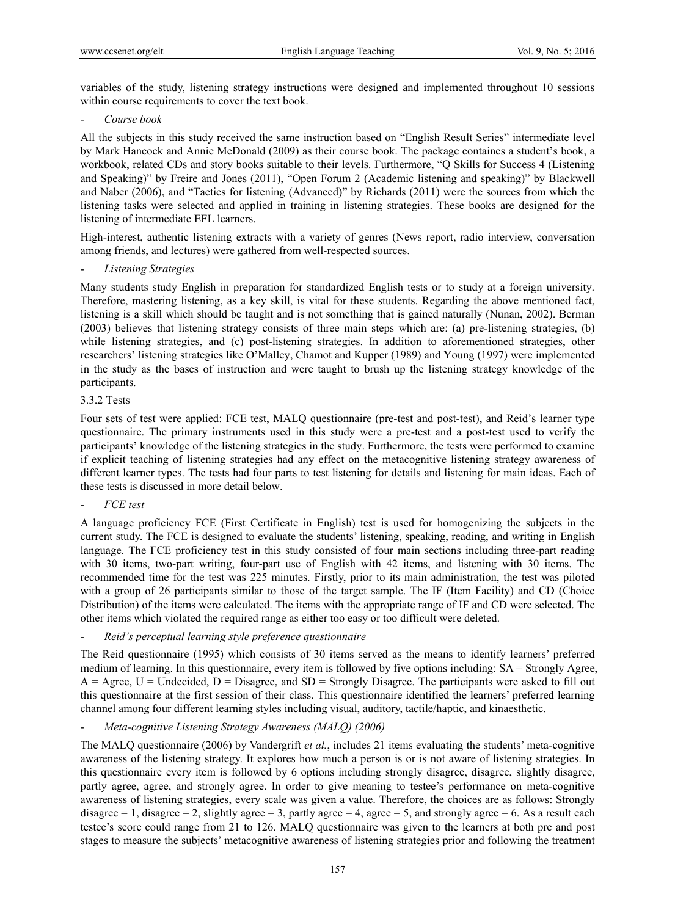variables of the study, listening strategy instructions were designed and implemented throughout 10 sessions within course requirements to cover the text book.

- *Course book*

All the subjects in this study received the same instruction based on "English Result Series" intermediate level by Mark Hancock and Annie McDonald (2009) as their course book. The package containes a student's book, a workbook, related CDs and story books suitable to their levels. Furthermore, "Q Skills for Success 4 (Listening and Speaking)" by Freire and Jones (2011), "Open Forum 2 (Academic listening and speaking)" by Blackwell and Naber (2006), and "Tactics for listening (Advanced)" by Richards (2011) were the sources from which the listening tasks were selected and applied in training in listening strategies. These books are designed for the listening of intermediate EFL learners.

High-interest, authentic listening extracts with a variety of genres (News report, radio interview, conversation among friends, and lectures) were gathered from well-respected sources.

- *Listening Strategies*

Many students study English in preparation for standardized English tests or to study at a foreign university. Therefore, mastering listening, as a key skill, is vital for these students. Regarding the above mentioned fact, listening is a skill which should be taught and is not something that is gained naturally (Nunan, 2002). Berman (2003) believes that listening strategy consists of three main steps which are: (a) pre-listening strategies, (b) while listening strategies, and (c) post-listening strategies. In addition to aforementioned strategies, other researchers' listening strategies like O'Malley, Chamot and Kupper (1989) and Young (1997) were implemented in the study as the bases of instruction and were taught to brush up the listening strategy knowledge of the participants.

3.3.2 Tests

Four sets of test were applied: FCE test, MALQ questionnaire (pre-test and post-test), and Reid's learner type questionnaire. The primary instruments used in this study were a pre-test and a post-test used to verify the participants' knowledge of the listening strategies in the study. Furthermore, the tests were performed to examine if explicit teaching of listening strategies had any effect on the metacognitive listening strategy awareness of different learner types. The tests had four parts to test listening for details and listening for main ideas. Each of these tests is discussed in more detail below.

- *FCE test*

A language proficiency FCE (First Certificate in English) test is used for homogenizing the subjects in the current study. The FCE is designed to evaluate the students' listening, speaking, reading, and writing in English language. The FCE proficiency test in this study consisted of four main sections including three-part reading with 30 items, two-part writing, four-part use of English with 42 items, and listening with 30 items. The recommended time for the test was 225 minutes. Firstly, prior to its main administration, the test was piloted with a group of 26 participants similar to those of the target sample. The IF (Item Facility) and CD (Choice Distribution) of the items were calculated. The items with the appropriate range of IF and CD were selected. The other items which violated the required range as either too easy or too difficult were deleted.

- *Reid's perceptual learning style preference questionnaire*

The Reid questionnaire (1995) which consists of 30 items served as the means to identify learners' preferred medium of learning. In this questionnaire, every item is followed by five options including: SA = Strongly Agree, A = Agree, U = Undecided, D = Disagree, and SD = Strongly Disagree. The participants were asked to fill out this questionnaire at the first session of their class. This questionnaire identified the learners' preferred learning channel among four different learning styles including visual, auditory, tactile/haptic, and kinaesthetic.

- *Meta-cognitive Listening Strategy Awareness (MALQ) (2006)*

The MALQ questionnaire (2006) by Vandergrift *et al.*, includes 21 items evaluating the students' meta-cognitive awareness of the listening strategy. It explores how much a person is or is not aware of listening strategies. In this questionnaire every item is followed by 6 options including strongly disagree, disagree, slightly disagree, partly agree, agree, and strongly agree. In order to give meaning to testee's performance on meta-cognitive awareness of listening strategies, every scale was given a value. Therefore, the choices are as follows: Strongly disagree = 1, disagree = 2, slightly agree = 3, partly agree = 4, agree = 5, and strongly agree = 6. As a result each testee's score could range from 21 to 126. MALQ questionnaire was given to the learners at both pre and post stages to measure the subjects' metacognitive awareness of listening strategies prior and following the treatment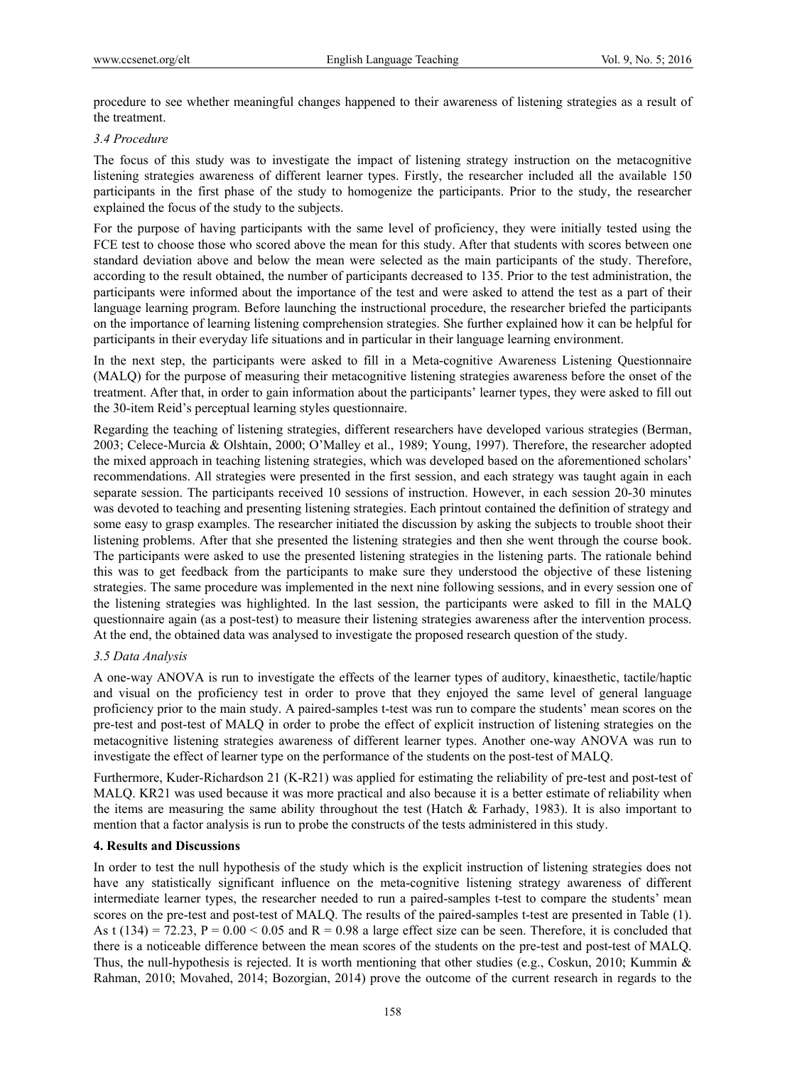procedure to see whether meaningful changes happened to their awareness of listening strategies as a result of the treatment.

### *3.4 Procedure*

The focus of this study was to investigate the impact of listening strategy instruction on the metacognitive listening strategies awareness of different learner types. Firstly, the researcher included all the available 150 participants in the first phase of the study to homogenize the participants. Prior to the study, the researcher explained the focus of the study to the subjects.

For the purpose of having participants with the same level of proficiency, they were initially tested using the FCE test to choose those who scored above the mean for this study. After that students with scores between one standard deviation above and below the mean were selected as the main participants of the study. Therefore, according to the result obtained, the number of participants decreased to 135. Prior to the test administration, the participants were informed about the importance of the test and were asked to attend the test as a part of their language learning program. Before launching the instructional procedure, the researcher briefed the participants on the importance of learning listening comprehension strategies. She further explained how it can be helpful for participants in their everyday life situations and in particular in their language learning environment.

In the next step, the participants were asked to fill in a Meta-cognitive Awareness Listening Questionnaire (MALQ) for the purpose of measuring their metacognitive listening strategies awareness before the onset of the treatment. After that, in order to gain information about the participants' learner types, they were asked to fill out the 30-item Reid's perceptual learning styles questionnaire.

Regarding the teaching of listening strategies, different researchers have developed various strategies (Berman, 2003; Celece-Murcia & Olshtain, 2000; O'Malley et al., 1989; Young, 1997). Therefore, the researcher adopted the mixed approach in teaching listening strategies, which was developed based on the aforementioned scholars' recommendations. All strategies were presented in the first session, and each strategy was taught again in each separate session. The participants received 10 sessions of instruction. However, in each session 20-30 minutes was devoted to teaching and presenting listening strategies. Each printout contained the definition of strategy and some easy to grasp examples. The researcher initiated the discussion by asking the subjects to trouble shoot their listening problems. After that she presented the listening strategies and then she went through the course book. The participants were asked to use the presented listening strategies in the listening parts. The rationale behind this was to get feedback from the participants to make sure they understood the objective of these listening strategies. The same procedure was implemented in the next nine following sessions, and in every session one of the listening strategies was highlighted. In the last session, the participants were asked to fill in the MALQ questionnaire again (as a post-test) to measure their listening strategies awareness after the intervention process. At the end, the obtained data was analysed to investigate the proposed research question of the study.

### *3.5 Data Analysis*

A one-way ANOVA is run to investigate the effects of the learner types of auditory, kinaesthetic, tactile/haptic and visual on the proficiency test in order to prove that they enjoyed the same level of general language proficiency prior to the main study. A paired-samples t-test was run to compare the students' mean scores on the pre-test and post-test of MALQ in order to probe the effect of explicit instruction of listening strategies on the metacognitive listening strategies awareness of different learner types. Another one-way ANOVA was run to investigate the effect of learner type on the performance of the students on the post-test of MALQ.

Furthermore, Kuder-Richardson 21 (K-R21) was applied for estimating the reliability of pre-test and post-test of MALQ. KR21 was used because it was more practical and also because it is a better estimate of reliability when the items are measuring the same ability throughout the test (Hatch & Farhady, 1983). It is also important to mention that a factor analysis is run to probe the constructs of the tests administered in this study.

## 4. Results and Discussions

In order to test the null hypothesis of the study which is the explicit instruction of listening strategies does not have any statistically significant influence on the meta-cognitive listening strategy awareness of different intermediate learner types, the researcher needed to run a paired-samples t-test to compare the students' mean scores on the pre-test and post-test of MALQ. The results of the paired-samples t-test are presented in Table (1). As $t(134) = 72.23$, $P = 0.00 < 0.05$ and $R = 0.98$ a large effect size can be seen. Therefore, it is concluded that there is a noticeable difference between the mean scores of the students on the pre-test and post-test of MALQ. Thus, the null-hypothesis is rejected. It is worth mentioning that other studies (e.g., Coskun, 2010; Kummin & Rahman, 2010; Movahed, 2014; Bozorgian, 2014) prove the outcome of the current research in regards to the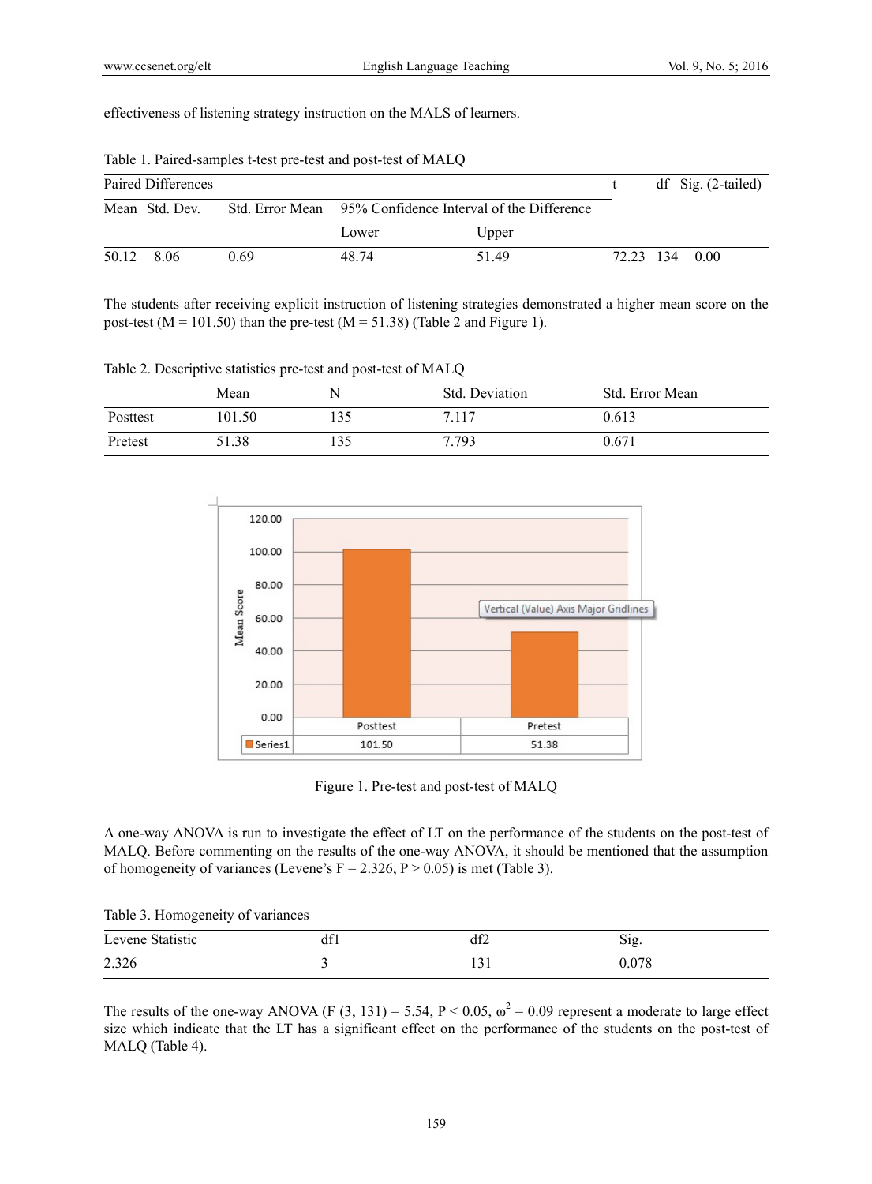effectiveness of listening strategy instruction on the MALS of learners.

Table 1. Paired-samples t-test pre-test and post-test of MALQ

| Paired Differences | | | | | t | df | Sig. (2-tailed) |
|---|---|---|---|---|---|---|---|
| Mean | Std. Dev. | Std. Error Mean | 95% Confidence Interval of the Difference | | | | |
| | | | Lower | Upper | | | |
| 50.12 | 8.06 | 0.69 | 48.74 | 51.49 | 72.23 | 134 | 0.00 |

The students after receiving explicit instruction of listening strategies demonstrated a higher mean score on the post-test ($M = 101.50$) than the pre-test ($M = 51.38$) (Table 2 and Figure 1).

Table 2. Descriptive statistics pre-test and post-test of MALQ

| | Mean | N | Std. Deviation | Std. Error Mean |
|---|---|---|---|---|
| Posttest | 101.50 | 135 | 7.117 | 0.613 |
| Pretest | 51.38 | 135 | 7.793 | 0.671 |

| | Posttest | Pretest |
|---|---|---|
| Series1 | 101.50 | 51.38 |

Figure 1. Pre-test and post-test of MALQ

A one-way ANOVA is run to investigate the effect of LT on the performance of the students on the post-test of MALQ. Before commenting on the results of the one-way ANOVA, it should be mentioned that the assumption of homogeneity of variances (Levene's $F = 2.326$, $P > 0.05$) is met (Table 3).

Table 3. Homogeneity of variances

| Levene Statistic | df1 | df2 | Sig. |
|---|---|---|---|
| 2.326 | 3 | 131 | 0.078 |

The results of the one-way ANOVA ($F(3, 131) = 5.54$, $P < 0.05$, $\omega^2 = 0.09$ represent a moderate to large effect size which indicate that the LT has a significant effect on the performance of the students on the post-test of MALQ (Table 4).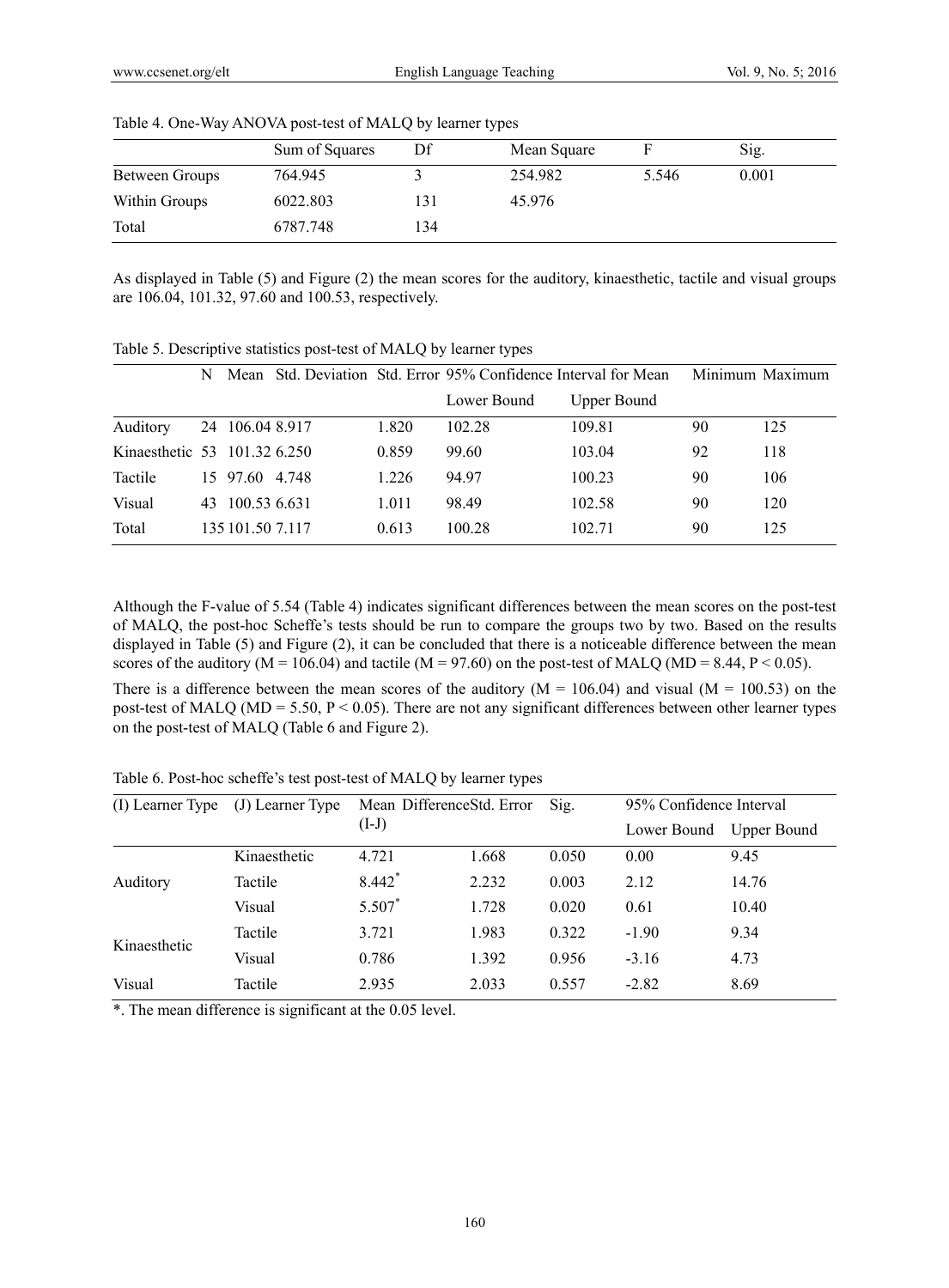Table 4. One-Way ANOVA post-test of MALQ by learner types

| | Sum of Squares | Df | Mean Square | F | Sig. |
|---|---|---|---|---|---|
| Between Groups | 764.945 | 3 | 254.982 | 5.546 | 0.001 |
| Within Groups | 6022.803 | 131 | 45.976 | | |
| Total | 6787.748 | 134 | | | |

As displayed in Table (5) and Figure (2) the mean scores for the auditory, kinaesthetic, tactile and visual groups are 106.04, 101.32, 97.60 and 100.53, respectively.

Table 5. Descriptive statistics post-test of MALQ by learner types

| | N | Mean | Std. Deviation | Std. Error | 95% Confidence Interval for Mean | | Minimum | Maximum |
|---|---|---|---|---|---|---|---|---|
| | | | | | Lower Bound | Upper Bound | | |
| Auditory | 24 | 106.04 | 8.917 | 1.820 | 102.28 | 109.81 | 90 | 125 |
| Kinaesthetic | 53 | 101.32 | 6.250 | 0.859 | 99.60 | 103.04 | 92 | 118 |
| Tactile | 15 | 97.60 | 4.748 | 1.226 | 94.97 | 100.23 | 90 | 106 |
| Visual | 43 | 100.53 | 6.631 | 1.011 | 98.49 | 102.58 | 90 | 120 |
| Total | 135 | 101.50 | 7.117 | 0.613 | 100.28 | 102.71 | 90 | 125 |

Although the F-value of 5.54 (Table 4) indicates significant differences between the mean scores on the post-test of MALQ, the post-hoc Scheffe's tests should be run to compare the groups two by two. Based on the results displayed in Table (5) and Figure (2), it can be concluded that there is a noticeable difference between the mean scores of the auditory ($M = 106.04$) and tactile ($M = 97.60$) on the post-test of MALQ ($MD = 8.44$, $P < 0.05$).

There is a difference between the mean scores of the auditory ($M = 106.04$) and visual ($M = 100.53$) on the post-test of MALQ ($MD = 5.50$, $P < 0.05$). There are not any significant differences between other learner types on the post-test of MALQ (Table 6 and Figure 2).

Table 6. Post-hoc scheffe's test post-test of MALQ by learner types

| (I) Learner Type | (J) Learner Type | Mean Difference (I-J) | Std. Error | Sig. | 95% Confidence Interval | |
|---|---|---|---|---|---|---|
| | | | | | Lower Bound | Upper Bound |
| Auditory | Kinaesthetic | 4.721 | 1.668 | 0.050 | 0.00 | 9.45 |
| | Tactile | 8.442* | 2.232 | 0.003 | 2.12 | 14.76 |
| | Visual | 5.507* | 1.728 | 0.020 | 0.61 | 10.40 |
| Kinaesthetic | Tactile | 3.721 | 1.983 | 0.322 | -1.90 | 9.34 |
| | Visual | 0.786 | 1.392 | 0.956 | -3.16 | 4.73 |
| Visual | Tactile | 2.935 | 2.033 | 0.557 | -2.82 | 8.69 |

*. The mean difference is significant at the 0.05 level.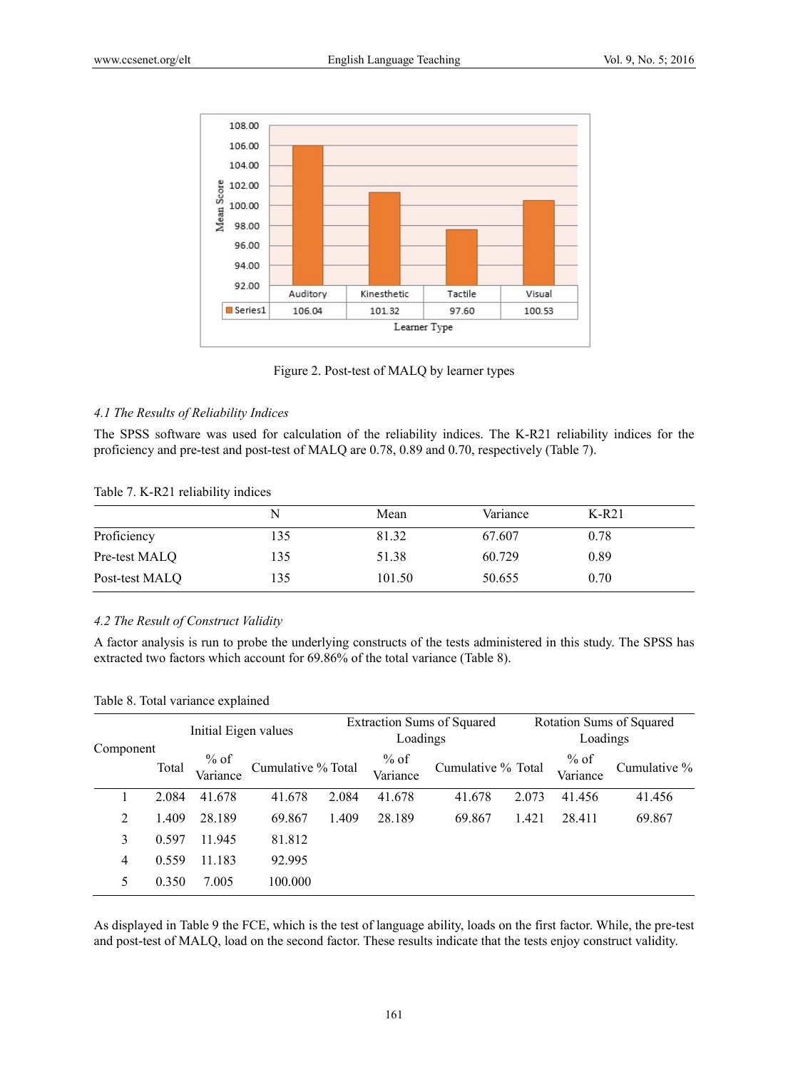| | Auditory | Kinesthetic | Tactile | Visual |
|---|---|---|---|---|
| Series1 | 106.04 | 101.32 | 97.60 | 100.53 |

Figure 2. Post-test of MALQ by learner types

### *4.1 The Results of Reliability Indices*

The SPSS software was used for calculation of the reliability indices. The K-R21 reliability indices for the proficiency and pre-test and post-test of MALQ are 0.78, 0.89 and 0.70, respectively (Table 7).

Table 7. K-R21 reliability indices

| | N | Mean | Variance | K-R21 |
|---|---|---|---|---|
| Proficiency | 135 | 81.32 | 67.607 | 0.78 |
| Pre-test MALQ | 135 | 51.38 | 60.729 | 0.89 |
| Post-test MALQ | 135 | 101.50 | 50.655 | 0.70 |

### *4.2 The Result of Construct Validity*

A factor analysis is run to probe the underlying constructs of the tests administered in this study. The SPSS has extracted two factors which account for 69.86% of the total variance (Table 8).

Table 8. Total variance explained

| Component | Initial Eigen values | | | Extraction Sums of Squared Loadings | | | Rotation Sums of Squared Loadings | | |
|---|---|---|---|---|---|---|---|---|---|
| | Total | % of Variance | Cumulative % | Total | % of Variance | Cumulative % | Total | % of Variance | Cumulative % |
| 1 | 2.084 | 41.678 | 41.678 | 2.084 | 41.678 | 41.678 | 2.073 | 41.456 | 41.456 |
| 2 | 1.409 | 28.189 | 69.867 | 1.409 | 28.189 | 69.867 | 1.421 | 28.411 | 69.867 |
| 3 | 0.597 | 11.945 | 81.812 | | | | | | |
| 4 | 0.559 | 11.183 | 92.995 | | | | | | |
| 5 | 0.350 | 7.005 | 100.000 | | | | | | |

As displayed in Table 9 the FCE, which is the test of language ability, loads on the first factor. While, the pre-test and post-test of MALQ, load on the second factor. These results indicate that the tests enjoy construct validity.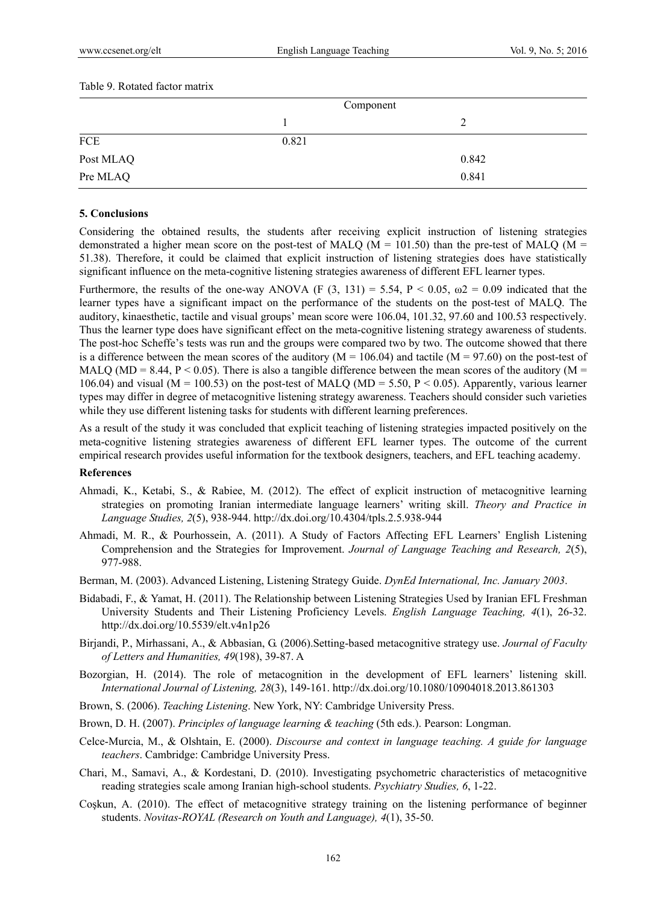Table 9. Rotated factor matrix

| | Component | |
|---|---|---|
| | 1 | 2 |
| FCE | 0.821 | |
| Post MLAQ | | 0.842 |
| Pre MLAQ | | 0.841 |

## 5. Conclusions

Considering the obtained results, the students after receiving explicit instruction of listening strategies demonstrated a higher mean score on the post-test of MALQ (M = 101.50) than the pre-test of MALQ (M = 51.38). Therefore, it could be claimed that explicit instruction of listening strategies does have statistically significant influence on the meta-cognitive listening strategies awareness of different EFL learner types.

Furthermore, the results of the one-way ANOVA ($F$ (3, 131) = 5.54, $P < 0.05$, $\omega^2 = 0.09$ indicated that the learner types have a significant impact on the performance of the students on the post-test of MALQ. The auditory, kinaesthetic, tactile and visual groups' mean score were 106.04, 101.32, 97.60 and 100.53 respectively. Thus the learner type does have significant effect on the meta-cognitive listening strategy awareness of students. The post-hoc Scheffe's tests was run and the groups were compared two by two. The outcome showed that there is a difference between the mean scores of the auditory (M = 106.04) and tactile (M = 97.60) on the post-test of MALQ (MD = 8.44, $P < 0.05$). There is also a tangible difference between the mean scores of the auditory (M = 106.04) and visual (M = 100.53) on the post-test of MALQ (MD = 5.50, $P < 0.05$). Apparently, various learner types may differ in degree of metacognitive listening strategy awareness. Teachers should consider such varieties while they use different listening tasks for students with different learning preferences.

As a result of the study it was concluded that explicit teaching of listening strategies impacted positively on the meta-cognitive listening strategies awareness of different EFL learner types. The outcome of the current empirical research provides useful information for the textbook designers, teachers, and EFL teaching academy.

### References

Ahmadi, K., Ketabi, S., & Rabiee, M. (2012). The effect of explicit instruction of metacognitive learning strategies on promoting Iranian intermediate language learners' writing skill. *Theory and Practice in Language Studies, 2*(5), 938-944. http://dx.doi.org/10.4304/tpls.2.5.938-944

Ahmadi, M. R., & Pourhossein, A. (2011). A Study of Factors Affecting EFL Learners' English Listening Comprehension and the Strategies for Improvement. *Journal of Language Teaching and Research, 2*(5), 977-988.

Berman, M. (2003). Advanced Listening, Listening Strategy Guide. *DynEd International, Inc. January 2003*.

Bidabadi, F., & Yamat, H. (2011). The Relationship between Listening Strategies Used by Iranian EFL Freshman University Students and Their Listening Proficiency Levels. *English Language Teaching, 4*(1), 26-32. http://dx.doi.org/10.5539/elt.v4n1p26

Birjandi, P., Mirhassani, A., & Abbasian, G. (2006).Setting-based metacognitive strategy use. *Journal of Faculty of Letters and Humanities, 49*(198), 39-87. A

Bozorgian, H. (2014). The role of metacognition in the development of EFL learners' listening skill. *International Journal of Listening, 28*(3), 149-161. http://dx.doi.org/10.1080/10904018.2013.861303

Brown, S. (2006). *Teaching Listening*. New York, NY: Cambridge University Press.

Brown, D. H. (2007). *Principles of language learning & teaching* (5th eds.). Pearson: Longman.

Celce-Murcia, M., & Olshtain, E. (2000). *Discourse and context in language teaching. A guide for language teachers*. Cambridge: Cambridge University Press.

Chari, M., Samavi, A., & Kordestani, D. (2010). Investigating psychometric characteristics of metacognitive reading strategies scale among Iranian high-school students. *Psychiatry Studies, 6*, 1-22.

Coşkun, A. (2010). The effect of metacognitive strategy training on the listening performance of beginner students. *Novitas-ROYAL (Research on Youth and Language), 4*(1), 35-50.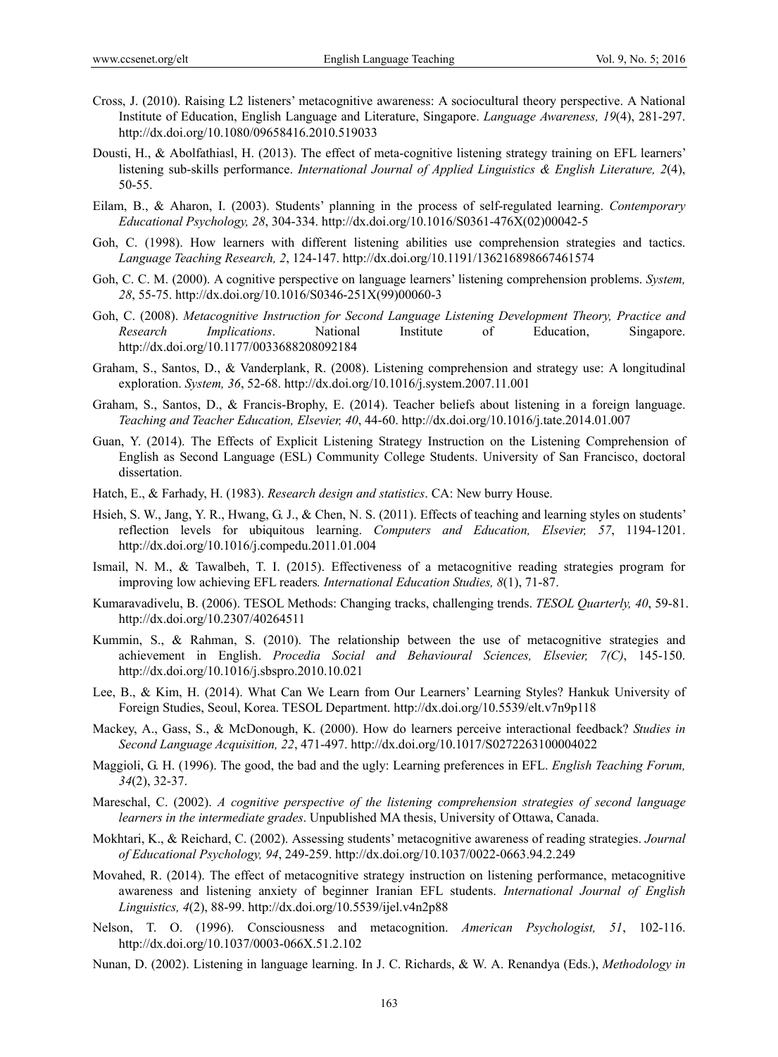Cross, J. (2010). Raising L2 listeners' metacognitive awareness: A sociocultural theory perspective. A National Institute of Education, English Language and Literature, Singapore. *Language Awareness, 19*(4), 281-297. http://dx.doi.org/10.1080/09658416.2010.519033

Dousti, H., & Abolfathiasl, H. (2013). The effect of meta-cognitive listening strategy training on EFL learners' listening sub-skills performance. *International Journal of Applied Linguistics & English Literature, 2*(4), 50-55.

Eilam, B., & Aharon, I. (2003). Students' planning in the process of self-regulated learning. *Contemporary Educational Psychology, 28*, 304-334. http://dx.doi.org/10.1016/S0361-476X(02)00042-5

Goh, C. (1998). How learners with different listening abilities use comprehension strategies and tactics. *Language Teaching Research, 2*, 124-147. http://dx.doi.org/10.1191/136216898667461574

Goh, C. C. M. (2000). A cognitive perspective on language learners' listening comprehension problems. *System, 28*, 55-75. http://dx.doi.org/10.1016/S0346-251X(99)00060-3

Goh, C. (2008). *Metacognitive Instruction for Second Language Listening Development Theory, Practice and Research Implications*. National Institute of Education, Singapore. http://dx.doi.org/10.1177/0033688208092184

Graham, S., Santos, D., & Vanderplank, R. (2008). Listening comprehension and strategy use: A longitudinal exploration. *System, 36*, 52-68. http://dx.doi.org/10.1016/j.system.2007.11.001

Graham, S., Santos, D., & Francis-Brophy, E. (2014). Teacher beliefs about listening in a foreign language. *Teaching and Teacher Education, Elsevier, 40*, 44-60. http://dx.doi.org/10.1016/j.tate.2014.01.007

Guan, Y. (2014). The Effects of Explicit Listening Strategy Instruction on the Listening Comprehension of English as Second Language (ESL) Community College Students. University of San Francisco, doctoral dissertation.

Hatch, E., & Farhady, H. (1983). *Research design and statistics*. CA: New burry House.

Hsieh, S. W., Jang, Y. R., Hwang, G. J., & Chen, N. S. (2011). Effects of teaching and learning styles on students' reflection levels for ubiquitous learning. *Computers and Education, Elsevier, 57*, 1194-1201. http://dx.doi.org/10.1016/j.compedu.2011.01.004

Ismail, N. M., & Tawalbeh, T. I. (2015). Effectiveness of a metacognitive reading strategies program for improving low achieving EFL readers*. International Education Studies, 8*(1), 71-87.

Kumaravadivelu, B. (2006). TESOL Methods: Changing tracks, challenging trends. *TESOL Quarterly, 40*, 59-81. http://dx.doi.org/10.2307/40264511

Kummin, S., & Rahman, S. (2010). The relationship between the use of metacognitive strategies and achievement in English. *Procedia Social and Behavioural Sciences, Elsevier, 7(C)*, 145-150. http://dx.doi.org/10.1016/j.sbspro.2010.10.021

Lee, B., & Kim, H. (2014). What Can We Learn from Our Learners' Learning Styles? Hankuk University of Foreign Studies, Seoul, Korea. TESOL Department. http://dx.doi.org/10.5539/elt.v7n9p118

Mackey, A., Gass, S., & McDonough, K. (2000). How do learners perceive interactional feedback? *Studies in Second Language Acquisition, 22*, 471-497. http://dx.doi.org/10.1017/S0272263100004022

Maggioli, G. H. (1996). The good, the bad and the ugly: Learning preferences in EFL. *English Teaching Forum, 34*(2), 32-37.

Mareschal, C. (2002). *A cognitive perspective of the listening comprehension strategies of second language learners in the intermediate grades*. Unpublished MA thesis, University of Ottawa, Canada.

Mokhtari, K., & Reichard, C. (2002). Assessing students' metacognitive awareness of reading strategies. *Journal of Educational Psychology, 94*, 249-259. http://dx.doi.org/10.1037/0022-0663.94.2.249

Movahed, R. (2014). The effect of metacognitive strategy instruction on listening performance, metacognitive awareness and listening anxiety of beginner Iranian EFL students. *International Journal of English Linguistics, 4*(2), 88-99. http://dx.doi.org/10.5539/ijel.v4n2p88

Nelson, T. O. (1996). Consciousness and metacognition. *American Psychologist, 51*, 102-116. http://dx.doi.org/10.1037/0003-066X.51.2.102

Nunan, D. (2002). Listening in language learning. In J. C. Richards, & W. A. Renandya (Eds.), *Methodology in*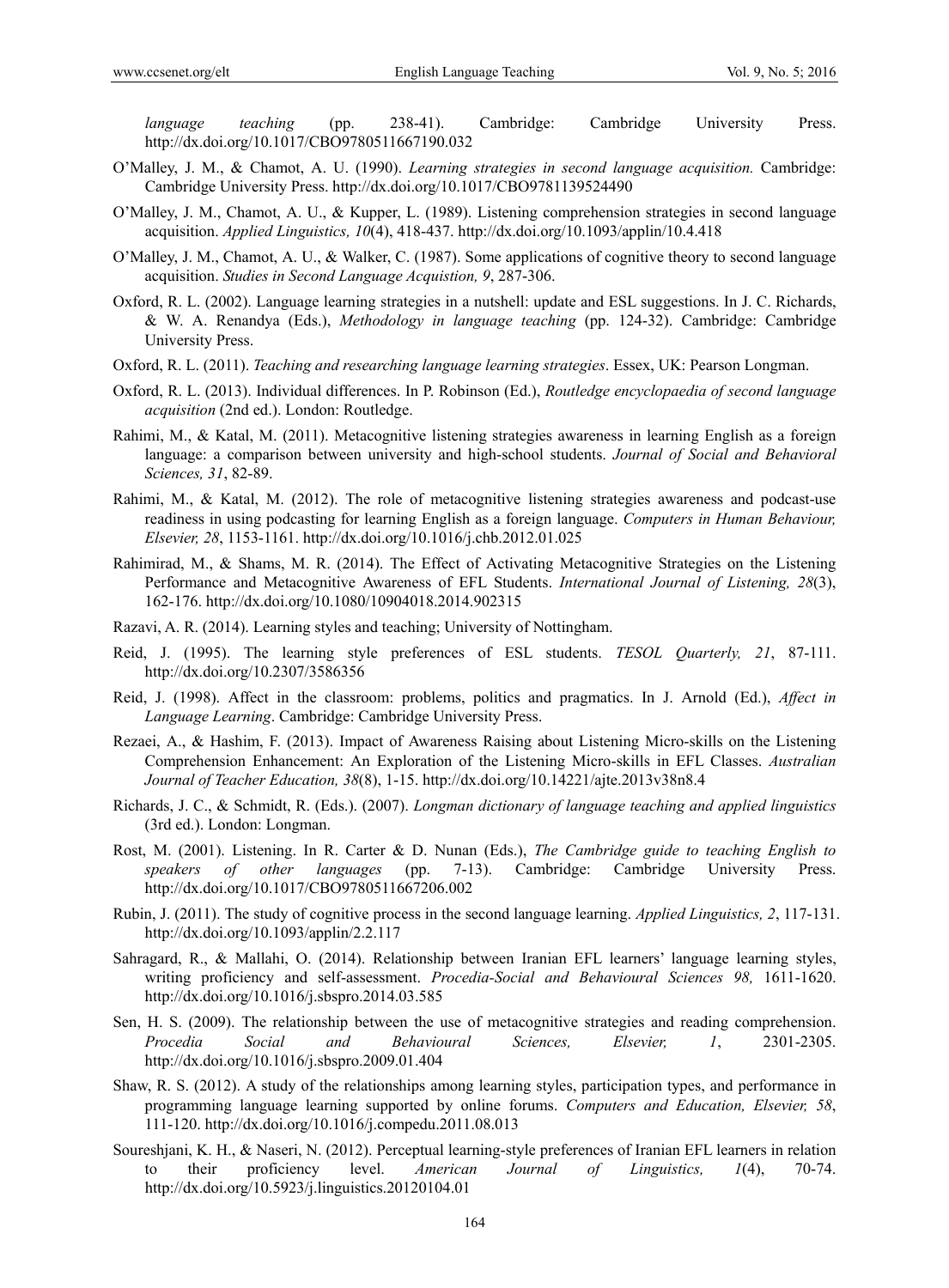*language teaching* (pp. 238-41). Cambridge: Cambridge University Press. http://dx.doi.org/10.1017/CBO9780511667190.032

O'Malley, J. M., & Chamot, A. U. (1990). *Learning strategies in second language acquisition.* Cambridge: Cambridge University Press. http://dx.doi.org/10.1017/CBO9781139524490

O'Malley, J. M., Chamot, A. U., & Kupper, L. (1989). Listening comprehension strategies in second language acquisition. *Applied Linguistics, 10*(4), 418-437. http://dx.doi.org/10.1093/applin/10.4.418

O'Malley, J. M., Chamot, A. U., & Walker, C. (1987). Some applications of cognitive theory to second language acquisition. *Studies in Second Language Acquistion, 9*, 287-306.

Oxford, R. L. (2002). Language learning strategies in a nutshell: update and ESL suggestions. In J. C. Richards, & W. A. Renandya (Eds.), *Methodology in language teaching* (pp. 124-32). Cambridge: Cambridge University Press.

Oxford, R. L. (2011). *Teaching and researching language learning strategies*. Essex, UK: Pearson Longman.

Oxford, R. L. (2013). Individual differences. In P. Robinson (Ed.), *Routledge encyclopaedia of second language acquisition* (2nd ed.). London: Routledge.

Rahimi, M., & Katal, M. (2011). Metacognitive listening strategies awareness in learning English as a foreign language: a comparison between university and high-school students. *Journal of Social and Behavioral Sciences, 31*, 82-89.

Rahimi, M., & Katal, M. (2012). The role of metacognitive listening strategies awareness and podcast-use readiness in using podcasting for learning English as a foreign language. *Computers in Human Behaviour, Elsevier, 28*, 1153-1161. http://dx.doi.org/10.1016/j.chb.2012.01.025

Rahimirad, M., & Shams, M. R. (2014). The Effect of Activating Metacognitive Strategies on the Listening Performance and Metacognitive Awareness of EFL Students. *International Journal of Listening, 28*(3), 162-176. http://dx.doi.org/10.1080/10904018.2014.902315

Razavi, A. R. (2014). Learning styles and teaching; University of Nottingham.

Reid, J. (1995). The learning style preferences of ESL students. *TESOL Quarterly, 21*, 87-111. http://dx.doi.org/10.2307/3586356

Reid, J. (1998). Affect in the classroom: problems, politics and pragmatics. In J. Arnold (Ed.), *Affect in Language Learning*. Cambridge: Cambridge University Press.

Rezaei, A., & Hashim, F. (2013). Impact of Awareness Raising about Listening Micro-skills on the Listening Comprehension Enhancement: An Exploration of the Listening Micro-skills in EFL Classes. *Australian Journal of Teacher Education, 38*(8), 1-15. http://dx.doi.org/10.14221/ajte.2013v38n8.4

Richards, J. C., & Schmidt, R. (Eds.). (2007). *Longman dictionary of language teaching and applied linguistics* (3rd ed.). London: Longman.

Rost, M. (2001). Listening. In R. Carter & D. Nunan (Eds.), *The Cambridge guide to teaching English to speakers of other languages* (pp. 7-13). Cambridge: Cambridge University Press. http://dx.doi.org/10.1017/CBO9780511667206.002

Rubin, J. (2011). The study of cognitive process in the second language learning. *Applied Linguistics, 2*, 117-131. http://dx.doi.org/10.1093/applin/2.2.117

Sahragard, R., & Mallahi, O. (2014). Relationship between Iranian EFL learners' language learning styles, writing proficiency and self-assessment. *Procedia-Social and Behavioural Sciences 98,* 1611-1620. http://dx.doi.org/10.1016/j.sbspro.2014.03.585

Sen, H. S. (2009). The relationship between the use of metacognitive strategies and reading comprehension. *Procedia Social and Behavioural Sciences, Elsevier, 1*, 2301-2305. http://dx.doi.org/10.1016/j.sbspro.2009.01.404

Shaw, R. S. (2012). A study of the relationships among learning styles, participation types, and performance in programming language learning supported by online forums. *Computers and Education, Elsevier, 58*, 111-120. http://dx.doi.org/10.1016/j.compedu.2011.08.013

Soureshjani, K. H., & Naseri, N. (2012). Perceptual learning-style preferences of Iranian EFL learners in relation to their proficiency level. *American Journal of Linguistics, 1*(4), 70-74. http://dx.doi.org/10.5923/j.linguistics.20120104.01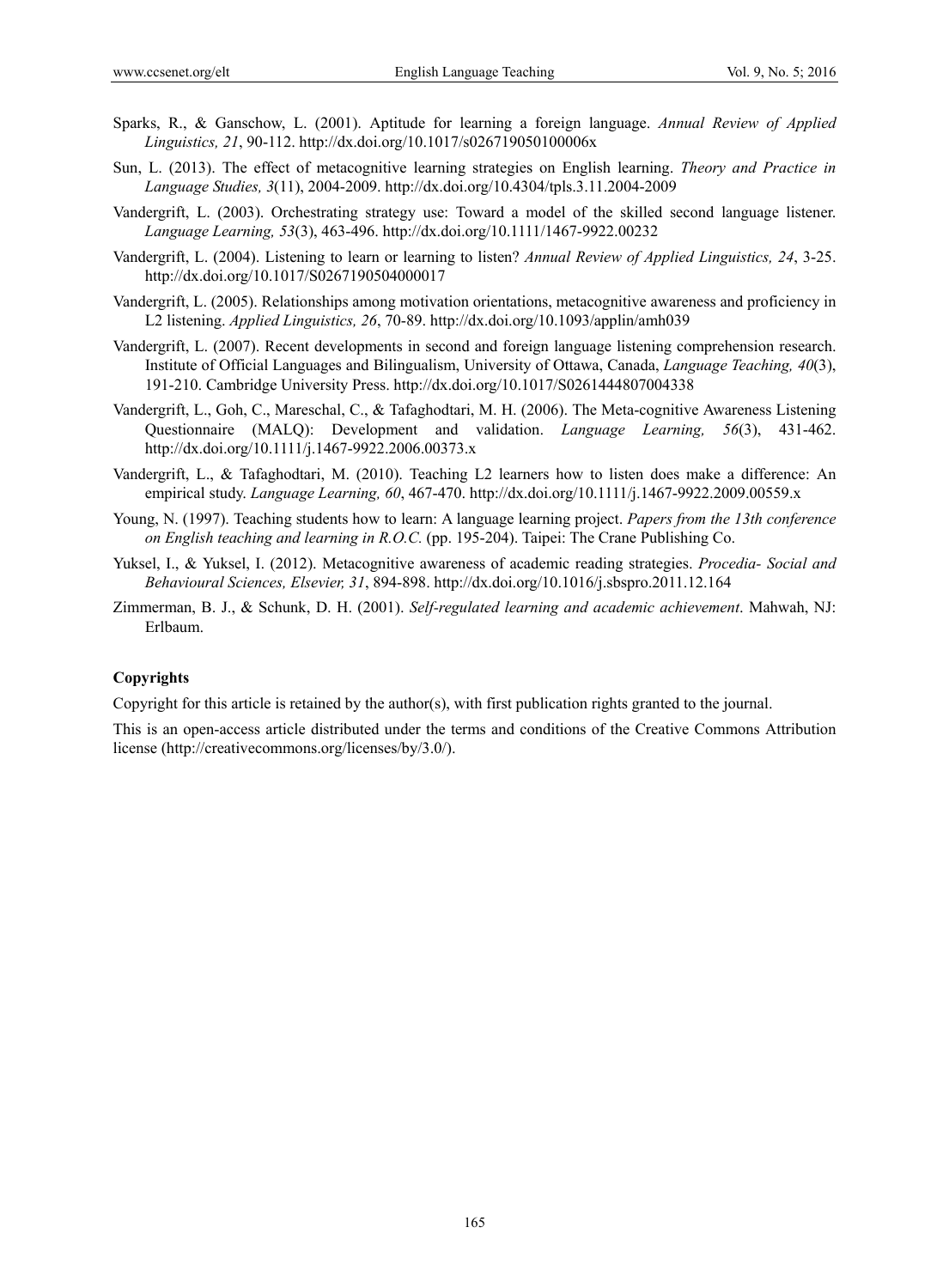Sparks, R., & Ganschow, L. (2001). Aptitude for learning a foreign language. *Annual Review of Applied Linguistics, 21*, 90-112. http://dx.doi.org/10.1017/s026719050100006x

Sun, L. (2013). The effect of metacognitive learning strategies on English learning. *Theory and Practice in Language Studies, 3*(11), 2004-2009. http://dx.doi.org/10.4304/tpls.3.11.2004-2009

Vandergrift, L. (2003). Orchestrating strategy use: Toward a model of the skilled second language listener. *Language Learning, 53*(3), 463-496. http://dx.doi.org/10.1111/1467-9922.00232

Vandergrift, L. (2004). Listening to learn or learning to listen? *Annual Review of Applied Linguistics, 24*, 3-25. http://dx.doi.org/10.1017/S0267190504000017

Vandergrift, L. (2005). Relationships among motivation orientations, metacognitive awareness and proficiency in L2 listening. *Applied Linguistics, 26*, 70-89. http://dx.doi.org/10.1093/applin/amh039

Vandergrift, L. (2007). Recent developments in second and foreign language listening comprehension research. Institute of Official Languages and Bilingualism, University of Ottawa, Canada, *Language Teaching, 40*(3), 191-210. Cambridge University Press. http://dx.doi.org/10.1017/S0261444807004338

Vandergrift, L., Goh, C., Mareschal, C., & Tafaghodtari, M. H. (2006). The Meta-cognitive Awareness Listening Questionnaire (MALQ): Development and validation. *Language Learning, 56*(3), 431-462. http://dx.doi.org/10.1111/j.1467-9922.2006.00373.x

Vandergrift, L., & Tafaghodtari, M. (2010). Teaching L2 learners how to listen does make a difference: An empirical study. *Language Learning, 60*, 467-470. http://dx.doi.org/10.1111/j.1467-9922.2009.00559.x

Young, N. (1997). Teaching students how to learn: A language learning project. *Papers from the 13th conference on English teaching and learning in R.O.C.* (pp. 195-204). Taipei: The Crane Publishing Co.

Yuksel, I., & Yuksel, I. (2012). Metacognitive awareness of academic reading strategies. *Procedia- Social and Behavioural Sciences, Elsevier, 31*, 894-898. http://dx.doi.org/10.1016/j.sbspro.2011.12.164

Zimmerman, B. J., & Schunk, D. H. (2001). *Self-regulated learning and academic achievement*. Mahwah, NJ: Erlbaum.

**Copyrights**

Copyright for this article is retained by the author(s), with first publication rights granted to the journal.

This is an open-access article distributed under the terms and conditions of the Creative Commons Attribution license (http://creativecommons.org/licenses/by/3.0/).